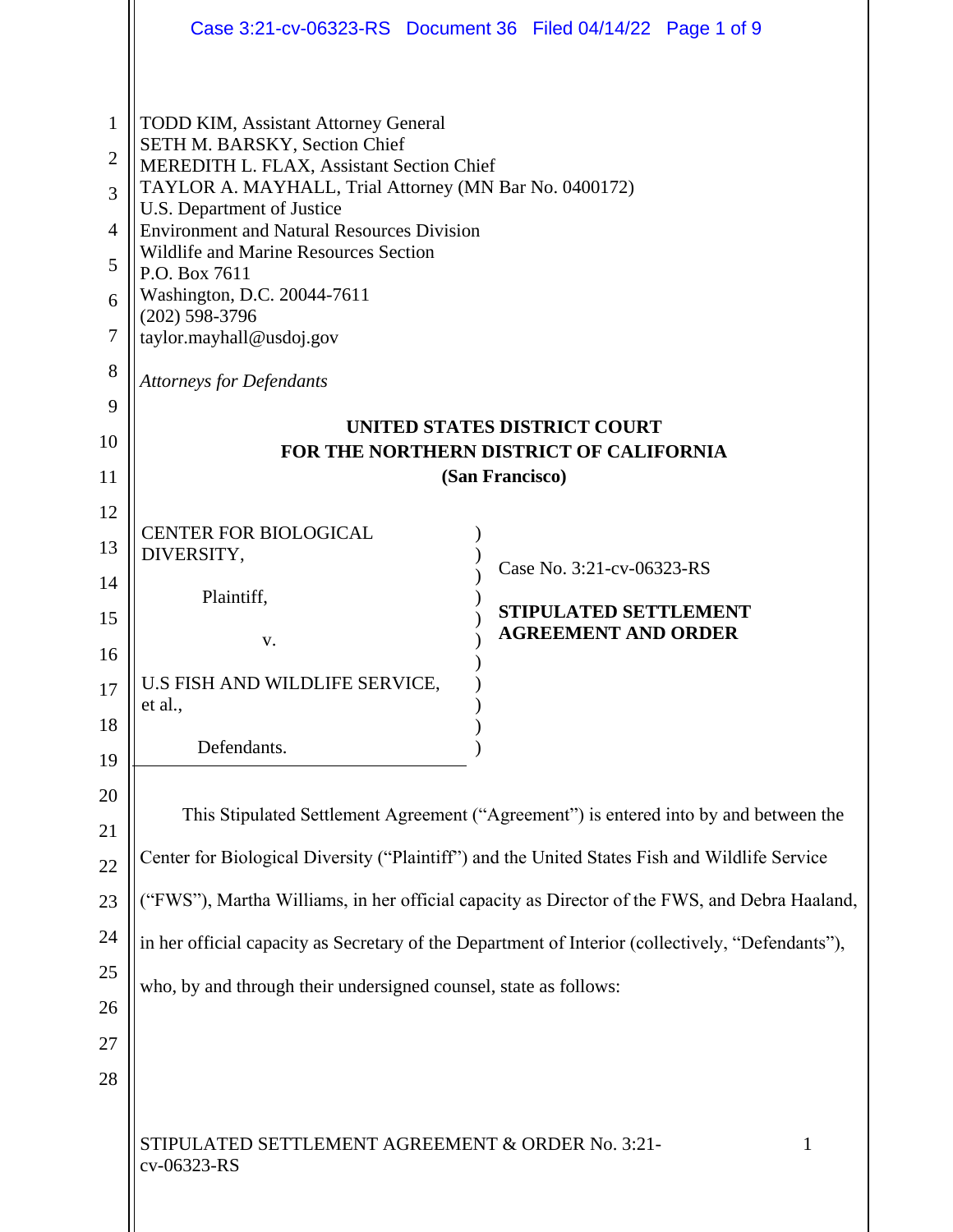TODD KIM, Assistant Attorney General
SETH M. BARSKY, Section Chief
MEREDITH L. FLAX, Assistant Section Chief
TAYLOR A. MAYHALL, Trial Attorney (MN Bar No. 0400172)
U.S. Department of Justice
Environment and Natural Resources Division
Wildlife and Marine Resources Section
P.O. Box 7611
Washington, D.C. 20044-7611
(202) 598-3796
taylor.mayhall@usdoj.gov

*Attorneys for Defendants*

**UNITED STATES DISTRICT COURT**
**FOR THE NORTHERN DISTRICT OF CALIFORNIA**
**(San Francisco)**

| | |
|---|---|
| CENTER FOR BIOLOGICAL DIVERSITY,<br><br>Plaintiff,<br><br>v.<br><br>U.S FISH AND WILDLIFE SERVICE, et al.,<br><br>Defendants. | Case No. 3:21-cv-06323-RS<br><br>**STIPULATED SETTLEMENT AGREEMENT AND ORDER** |

This Stipulated Settlement Agreement ("Agreement") is entered into by and between the Center for Biological Diversity ("Plaintiff") and the United States Fish and Wildlife Service ("FWS"), Martha Williams, in her official capacity as Director of the FWS, and Debra Haaland, in her official capacity as Secretary of the Department of Interior (collectively, "Defendants"), who, by and through their undersigned counsel, state as follows: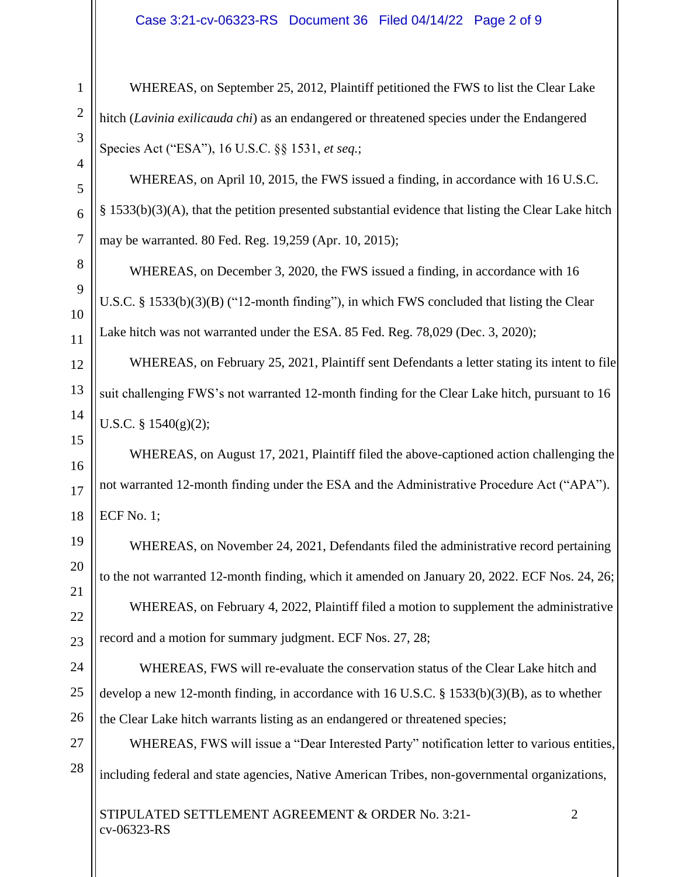WHEREAS, on September 25, 2012, Plaintiff petitioned the FWS to list the Clear Lake hitch (*Lavinia exilicauda chi*) as an endangered or threatened species under the Endangered Species Act ("ESA"), 16 U.S.C. §§ 1531, *et seq.*;

WHEREAS, on April 10, 2015, the FWS issued a finding, in accordance with 16 U.S.C. § 1533(b)(3)(A), that the petition presented substantial evidence that listing the Clear Lake hitch may be warranted. 80 Fed. Reg. 19,259 (Apr. 10, 2015);

WHEREAS, on December 3, 2020, the FWS issued a finding, in accordance with 16 U.S.C. § 1533(b)(3)(B) ("12-month finding"), in which FWS concluded that listing the Clear Lake hitch was not warranted under the ESA. 85 Fed. Reg. 78,029 (Dec. 3, 2020);

WHEREAS, on February 25, 2021, Plaintiff sent Defendants a letter stating its intent to file suit challenging FWS's not warranted 12-month finding for the Clear Lake hitch, pursuant to 16 U.S.C. § 1540(g)(2);

WHEREAS, on August 17, 2021, Plaintiff filed the above-captioned action challenging the not warranted 12-month finding under the ESA and the Administrative Procedure Act ("APA"). ECF No. 1;

WHEREAS, on November 24, 2021, Defendants filed the administrative record pertaining to the not warranted 12-month finding, which it amended on January 20, 2022. ECF Nos. 24, 26;

WHEREAS, on February 4, 2022, Plaintiff filed a motion to supplement the administrative record and a motion for summary judgment. ECF Nos. 27, 28;

WHEREAS, FWS will re-evaluate the conservation status of the Clear Lake hitch and develop a new 12-month finding, in accordance with 16 U.S.C. § 1533(b)(3)(B), as to whether the Clear Lake hitch warrants listing as an endangered or threatened species;

WHEREAS, FWS will issue a "Dear Interested Party" notification letter to various entities, including federal and state agencies, Native American Tribes, non-governmental organizations,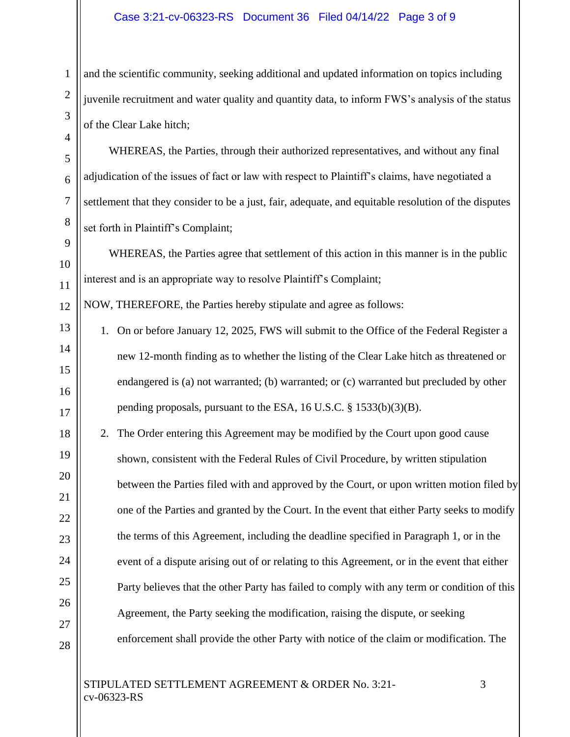and the scientific community, seeking additional and updated information on topics including juvenile recruitment and water quality and quantity data, to inform FWS's analysis of the status of the Clear Lake hitch;

WHEREAS, the Parties, through their authorized representatives, and without any final adjudication of the issues of fact or law with respect to Plaintiff's claims, have negotiated a settlement that they consider to be a just, fair, adequate, and equitable resolution of the disputes set forth in Plaintiff's Complaint;

WHEREAS, the Parties agree that settlement of this action in this manner is in the public interest and is an appropriate way to resolve Plaintiff's Complaint;

NOW, THEREFORE, the Parties hereby stipulate and agree as follows:

1. On or before January 12, 2025, FWS will submit to the Office of the Federal Register a new 12-month finding as to whether the listing of the Clear Lake hitch as threatened or endangered is (a) not warranted; (b) warranted; or (c) warranted but precluded by other pending proposals, pursuant to the ESA, 16 U.S.C. § 1533(b)(3)(B).
2. The Order entering this Agreement may be modified by the Court upon good cause shown, consistent with the Federal Rules of Civil Procedure, by written stipulation between the Parties filed with and approved by the Court, or upon written motion filed by one of the Parties and granted by the Court. In the event that either Party seeks to modify the terms of this Agreement, including the deadline specified in Paragraph 1, or in the event of a dispute arising out of or relating to this Agreement, or in the event that either Party believes that the other Party has failed to comply with any term or condition of this Agreement, the Party seeking the modification, raising the dispute, or seeking enforcement shall provide the other Party with notice of the claim or modification. The

STIPULATED SETTLEMENT AGREEMENT & ORDER No. 3:21-cv-06323-RS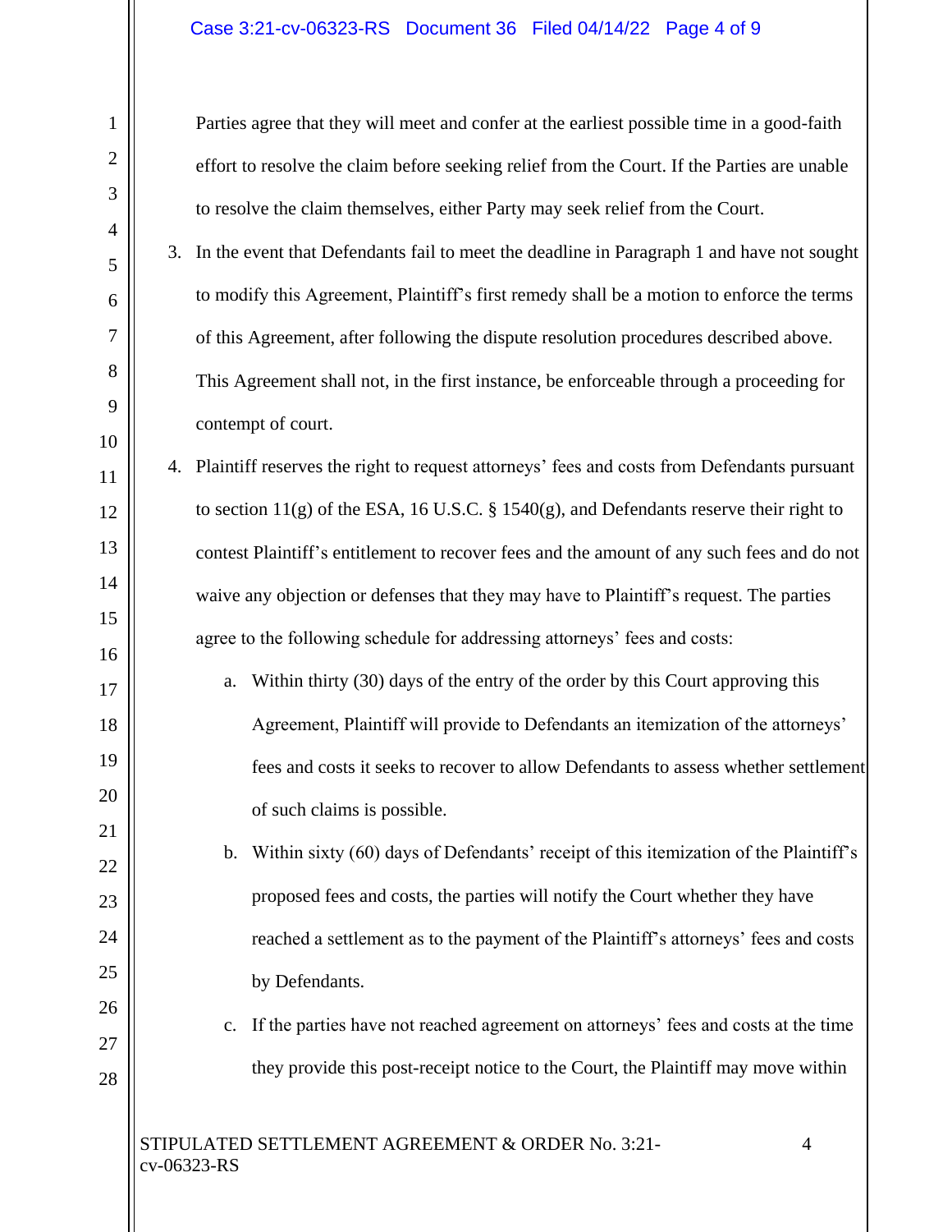Parties agree that they will meet and confer at the earliest possible time in a good-faith effort to resolve the claim before seeking relief from the Court. If the Parties are unable to resolve the claim themselves, either Party may seek relief from the Court.

3. In the event that Defendants fail to meet the deadline in Paragraph 1 and have not sought to modify this Agreement, Plaintiff's first remedy shall be a motion to enforce the terms of this Agreement, after following the dispute resolution procedures described above. This Agreement shall not, in the first instance, be enforceable through a proceeding for contempt of court.

4. Plaintiff reserves the right to request attorneys' fees and costs from Defendants pursuant to section 11(g) of the ESA, 16 U.S.C. § 1540(g), and Defendants reserve their right to contest Plaintiff's entitlement to recover fees and the amount of any such fees and do not waive any objection or defenses that they may have to Plaintiff's request. The parties agree to the following schedule for addressing attorneys' fees and costs:

   a. Within thirty (30) days of the entry of the order by this Court approving this Agreement, Plaintiff will provide to Defendants an itemization of the attorneys' fees and costs it seeks to recover to allow Defendants to assess whether settlement of such claims is possible.

   b. Within sixty (60) days of Defendants' receipt of this itemization of the Plaintiff's proposed fees and costs, the parties will notify the Court whether they have reached a settlement as to the payment of the Plaintiff's attorneys' fees and costs by Defendants.

   c. If the parties have not reached agreement on attorneys' fees and costs at the time they provide this post-receipt notice to the Court, the Plaintiff may move within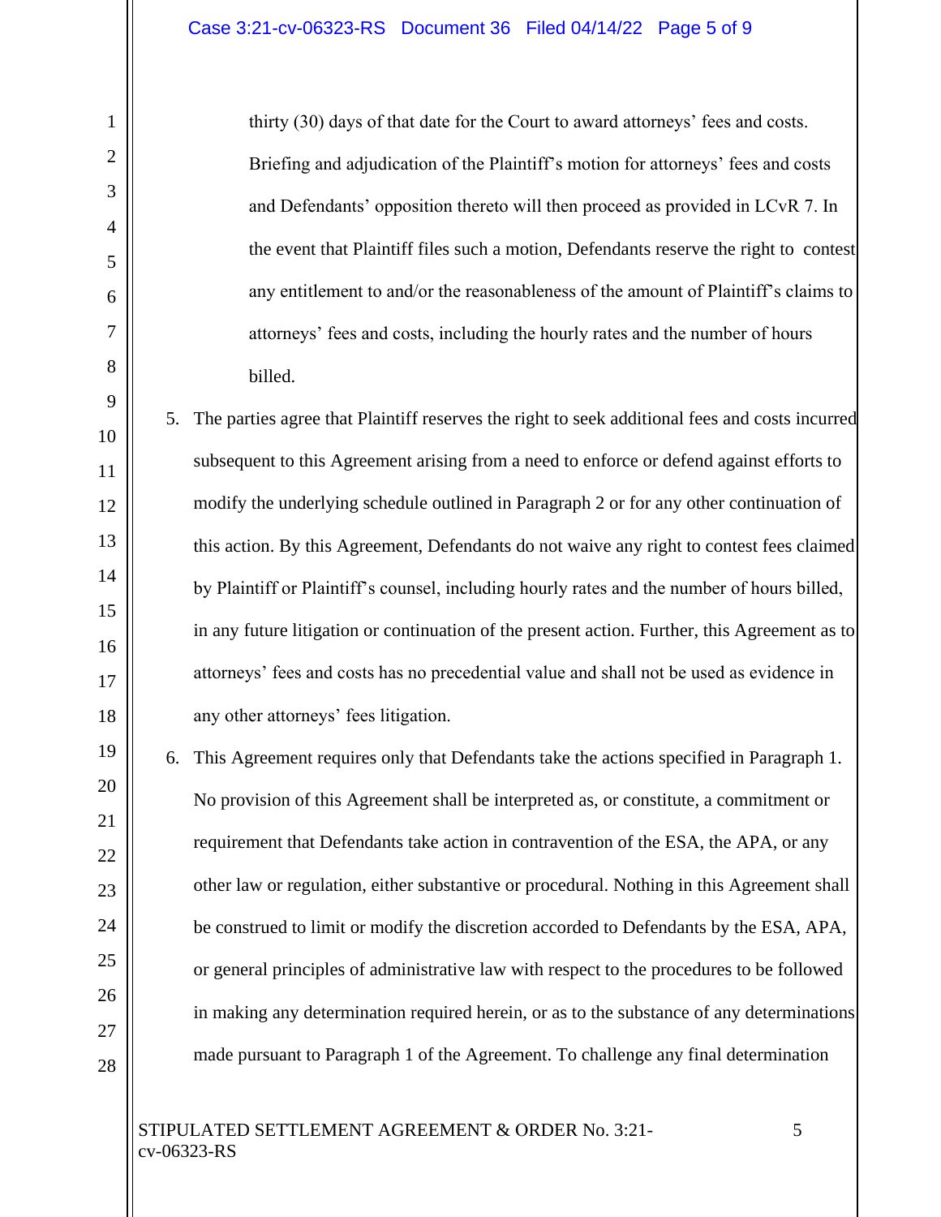thirty (30) days of that date for the Court to award attorneys' fees and costs. Briefing and adjudication of the Plaintiff's motion for attorneys' fees and costs and Defendants' opposition thereto will then proceed as provided in LCvR 7. In the event that Plaintiff files such a motion, Defendants reserve the right to contest any entitlement to and/or the reasonableness of the amount of Plaintiff's claims to attorneys' fees and costs, including the hourly rates and the number of hours billed.

5. The parties agree that Plaintiff reserves the right to seek additional fees and costs incurred subsequent to this Agreement arising from a need to enforce or defend against efforts to modify the underlying schedule outlined in Paragraph 2 or for any other continuation of this action. By this Agreement, Defendants do not waive any right to contest fees claimed by Plaintiff or Plaintiff's counsel, including hourly rates and the number of hours billed, in any future litigation or continuation of the present action. Further, this Agreement as to attorneys' fees and costs has no precedential value and shall not be used as evidence in any other attorneys' fees litigation.

6. This Agreement requires only that Defendants take the actions specified in Paragraph 1. No provision of this Agreement shall be interpreted as, or constitute, a commitment or requirement that Defendants take action in contravention of the ESA, the APA, or any other law or regulation, either substantive or procedural. Nothing in this Agreement shall be construed to limit or modify the discretion accorded to Defendants by the ESA, APA, or general principles of administrative law with respect to the procedures to be followed in making any determination required herein, or as to the substance of any determinations made pursuant to Paragraph 1 of the Agreement. To challenge any final determination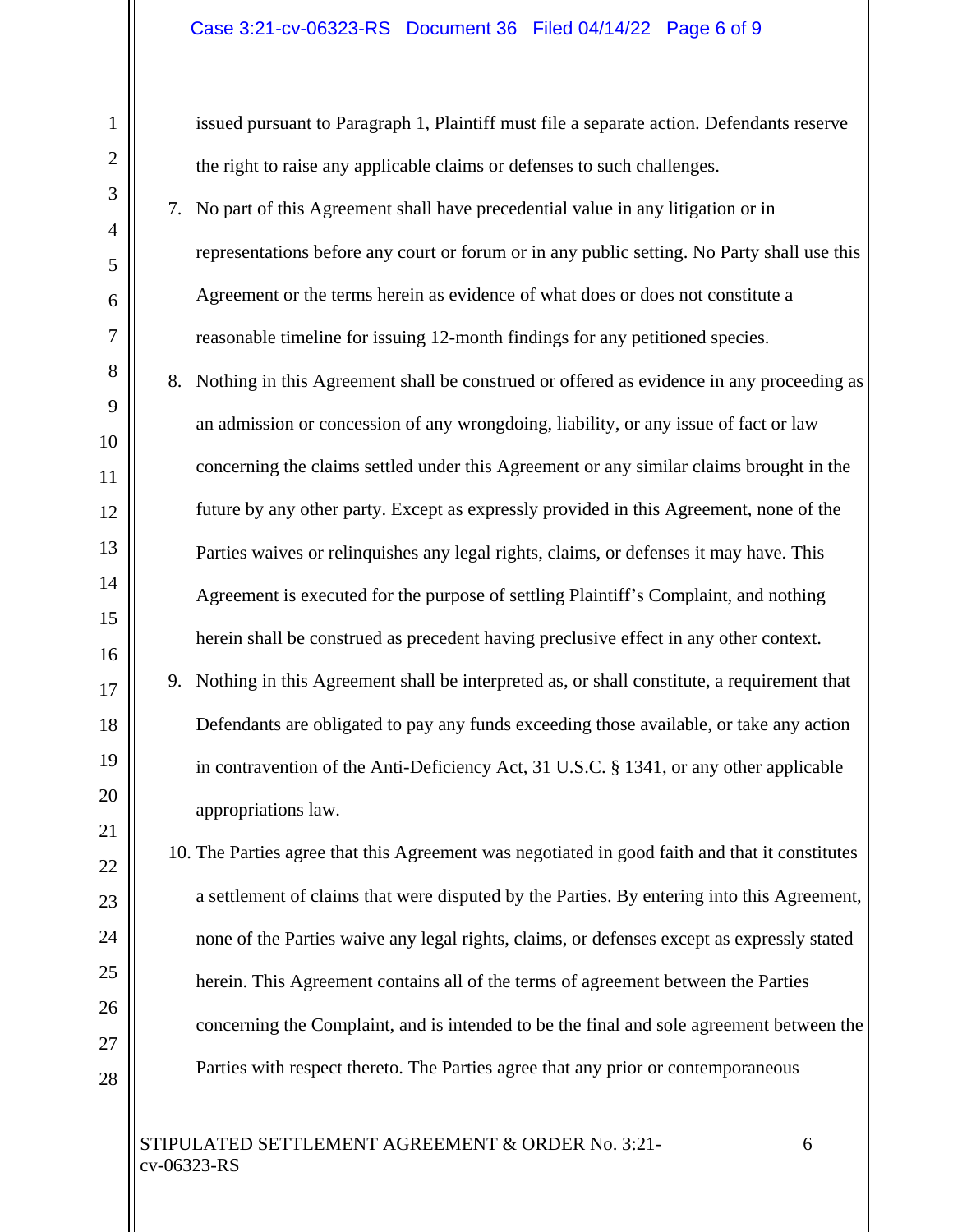issued pursuant to Paragraph 1, Plaintiff must file a separate action. Defendants reserve the right to raise any applicable claims or defenses to such challenges.

7. No part of this Agreement shall have precedential value in any litigation or in representations before any court or forum or in any public setting. No Party shall use this Agreement or the terms herein as evidence of what does or does not constitute a reasonable timeline for issuing 12-month findings for any petitioned species.

8. Nothing in this Agreement shall be construed or offered as evidence in any proceeding as an admission or concession of any wrongdoing, liability, or any issue of fact or law concerning the claims settled under this Agreement or any similar claims brought in the future by any other party. Except as expressly provided in this Agreement, none of the Parties waives or relinquishes any legal rights, claims, or defenses it may have. This Agreement is executed for the purpose of settling Plaintiff's Complaint, and nothing herein shall be construed as precedent having preclusive effect in any other context.

9. Nothing in this Agreement shall be interpreted as, or shall constitute, a requirement that Defendants are obligated to pay any funds exceeding those available, or take any action in contravention of the Anti-Deficiency Act, 31 U.S.C. § 1341, or any other applicable appropriations law.

10. The Parties agree that this Agreement was negotiated in good faith and that it constitutes a settlement of claims that were disputed by the Parties. By entering into this Agreement, none of the Parties waive any legal rights, claims, or defenses except as expressly stated herein. This Agreement contains all of the terms of agreement between the Parties concerning the Complaint, and is intended to be the final and sole agreement between the Parties with respect thereto. The Parties agree that any prior or contemporaneous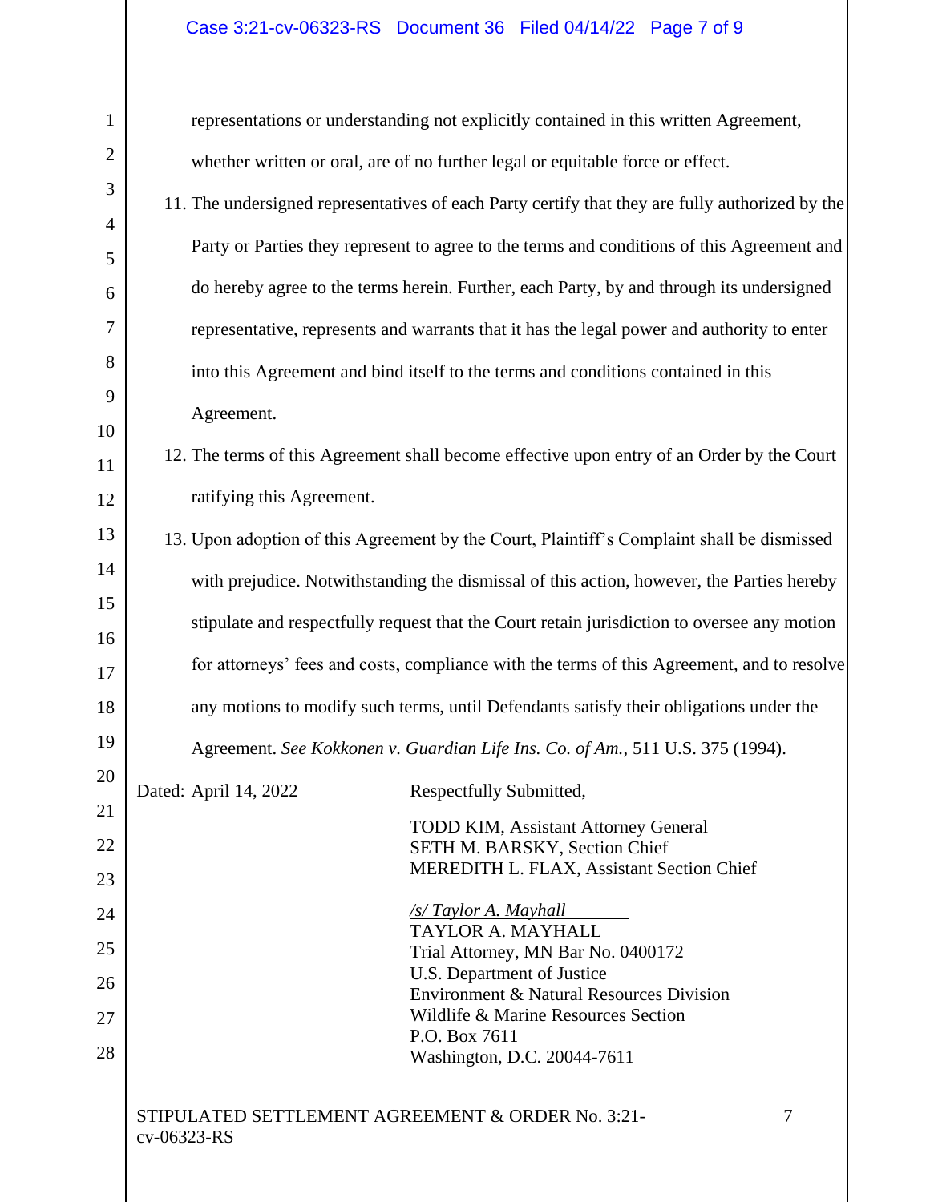representations or understanding not explicitly contained in this written Agreement, whether written or oral, are of no further legal or equitable force or effect.

11. The undersigned representatives of each Party certify that they are fully authorized by the Party or Parties they represent to agree to the terms and conditions of this Agreement and do hereby agree to the terms herein. Further, each Party, by and through its undersigned representative, represents and warrants that it has the legal power and authority to enter into this Agreement and bind itself to the terms and conditions contained in this Agreement.

12. The terms of this Agreement shall become effective upon entry of an Order by the Court ratifying this Agreement.

13. Upon adoption of this Agreement by the Court, Plaintiff's Complaint shall be dismissed with prejudice. Notwithstanding the dismissal of this action, however, the Parties hereby stipulate and respectfully request that the Court retain jurisdiction to oversee any motion for attorneys' fees and costs, compliance with the terms of this Agreement, and to resolve any motions to modify such terms, until Defendants satisfy their obligations under the Agreement. *See Kokkonen v. Guardian Life Ins. Co. of Am.*, 511 U.S. 375 (1994).

Dated: April 14, 2022

Respectfully Submitted,

TODD KIM, Assistant Attorney General
SETH M. BARSKY, Section Chief
MEREDITH L. FLAX, Assistant Section Chief

*/s/ Taylor A. Mayhall*
TAYLOR A. MAYHALL
Trial Attorney, MN Bar No. 0400172
U.S. Department of Justice
Environment & Natural Resources Division
Wildlife & Marine Resources Section
P.O. Box 7611
Washington, D.C. 20044-7611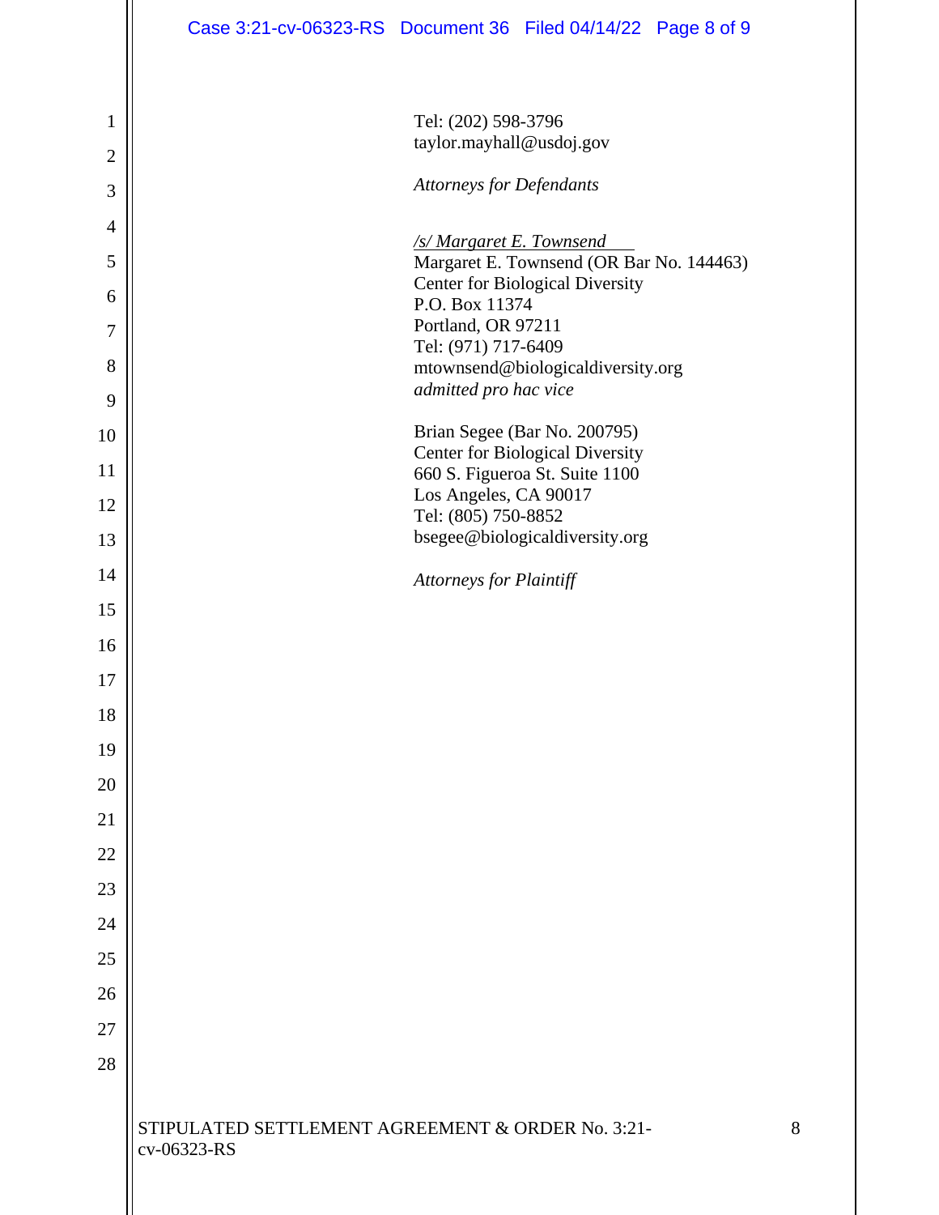Tel: (202) 598-3796
taylor.mayhall@usdoj.gov

*Attorneys for Defendants*

*/s/ Margaret E. Townsend*
Margaret E. Townsend (OR Bar No. 144463)
Center for Biological Diversity
P.O. Box 11374
Portland, OR 97211
Tel: (971) 717-6409
mtownsend@biologicaldiversity.org
*admitted pro hac vice*

Brian Segee (Bar No. 200795)
Center for Biological Diversity
660 S. Figueroa St. Suite 1100
Los Angeles, CA 90017
Tel: (805) 750-8852
bsegee@biologicaldiversity.org

*Attorneys for Plaintiff*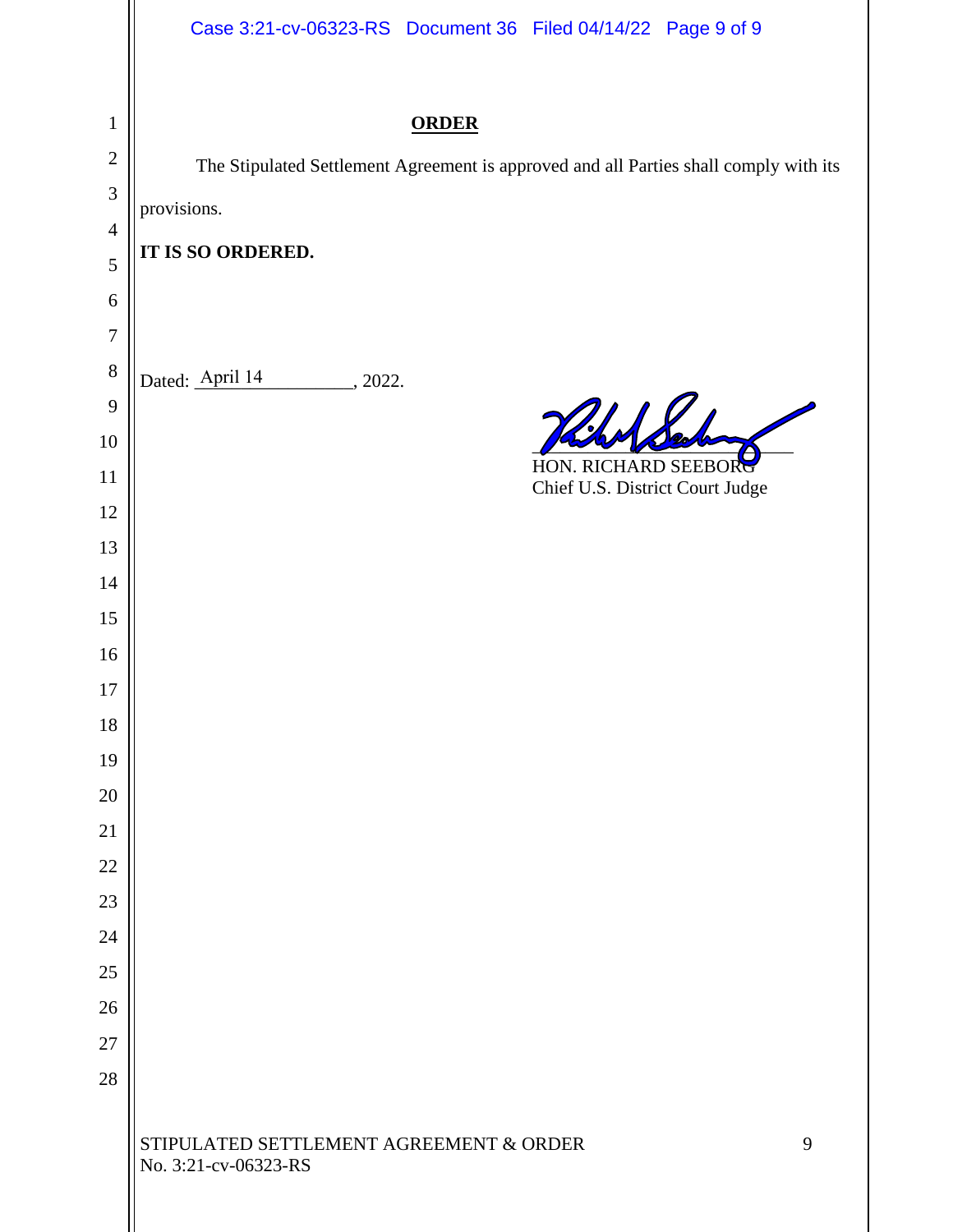## ORDER

The Stipulated Settlement Agreement is approved and all Parties shall comply with its provisions.

**IT IS SO ORDERED.**

Dated: April 14, 2022.

HON. RICHARD SEEBORG
Chief U.S. District Court Judge

STIPULATED SETTLEMENT AGREEMENT & ORDER
No. 3:21-cv-06323-RS